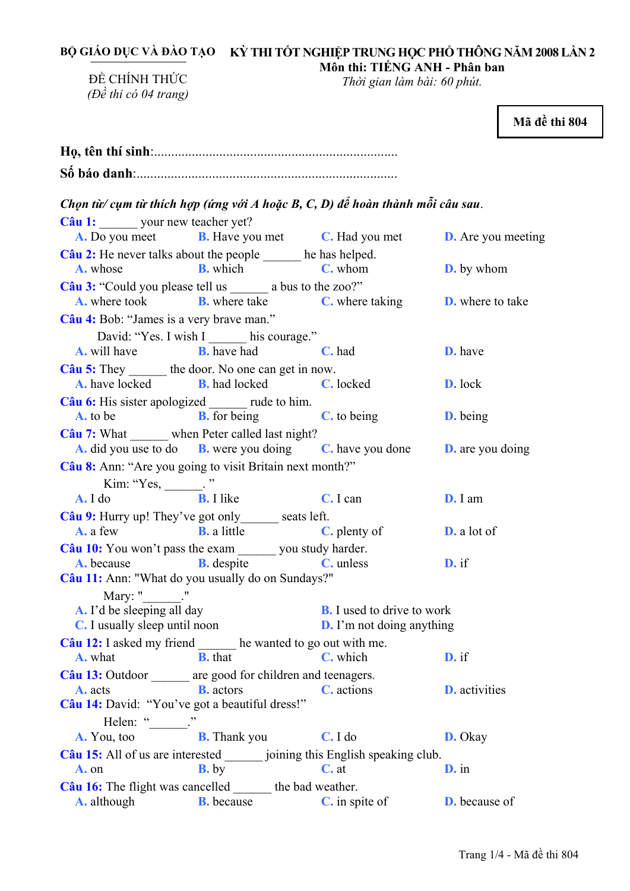**BỘ GIÁO DỤC VÀ ĐÀO TẠO**

ĐỀ CHÍNH THỨC
*(Đề thi có 04 trang)*

**KỲ THI TỐT NGHIỆP TRUNG HỌC PHỔ THÔNG NĂM 2008 LẦN 2**
**Môn thi: TIẾNG ANH - Phân ban**
*Thời gian làm bài: 60 phút.*

**Mã đề thi 804**

**Họ, tên thí sinh**:..........................................................................

**Số báo danh**:..............................................................................

***Chọn từ/ cụm từ thích hợp (ứng với A hoặc B, C, D) để hoàn thành mỗi câu sau.***

**Câu 1:** ______ your new teacher yet?
A. Do you meet B. Have you met C. Had you met D. Are you meeting

**Câu 2:** He never talks about the people ______ he has helped.
A. whose B. which C. whom D. by whom

**Câu 3:** "Could you please tell us ______ a bus to the zoo?"
A. where took B. where take C. where taking D. where to take

**Câu 4:** Bob: "James is a very brave man."
David: "Yes. I wish I ______ his courage."
A. will have B. have had C. had D. have

**Câu 5:** They ______ the door. No one can get in now.
A. have locked B. had locked C. locked D. lock

**Câu 6:** His sister apologized ______ rude to him.
A. to be B. for being C. to being D. being

**Câu 7:** What ______ when Peter called last night?
A. did you use to do B. were you doing C. have you done D. are you doing

**Câu 8:** Ann: "Are you going to visit Britain next month?"
Kim: "Yes, ______. "
A. I do B. I like C. I can D. I am

**Câu 9:** Hurry up! They've got only______ seats left.
A. a few B. a little C. plenty of D. a lot of

**Câu 10:** You won't pass the exam ______ you study harder.
A. because B. despite C. unless D. if

**Câu 11:** Ann: "What do you usually do on Sundays?"
Mary: "______."
A. I'd be sleeping all day
B. I used to drive to work
C. I usually sleep until noon
D. I'm not doing anything

**Câu 12:** I asked my friend ______ he wanted to go out with me.
A. what B. that C. which D. if

**Câu 13:** Outdoor ______ are good for children and teenagers.
A. acts B. actors C. actions D. activities

**Câu 14:** David: "You've got a beautiful dress!"
Helen: "______."
A. You, too B. Thank you C. I do D. Okay

**Câu 15:** All of us are interested ______ joining this English speaking club.
A. on B. by C. at D. in

**Câu 16:** The flight was cancelled ______ the bad weather.
A. although B. because C. in spite of D. because of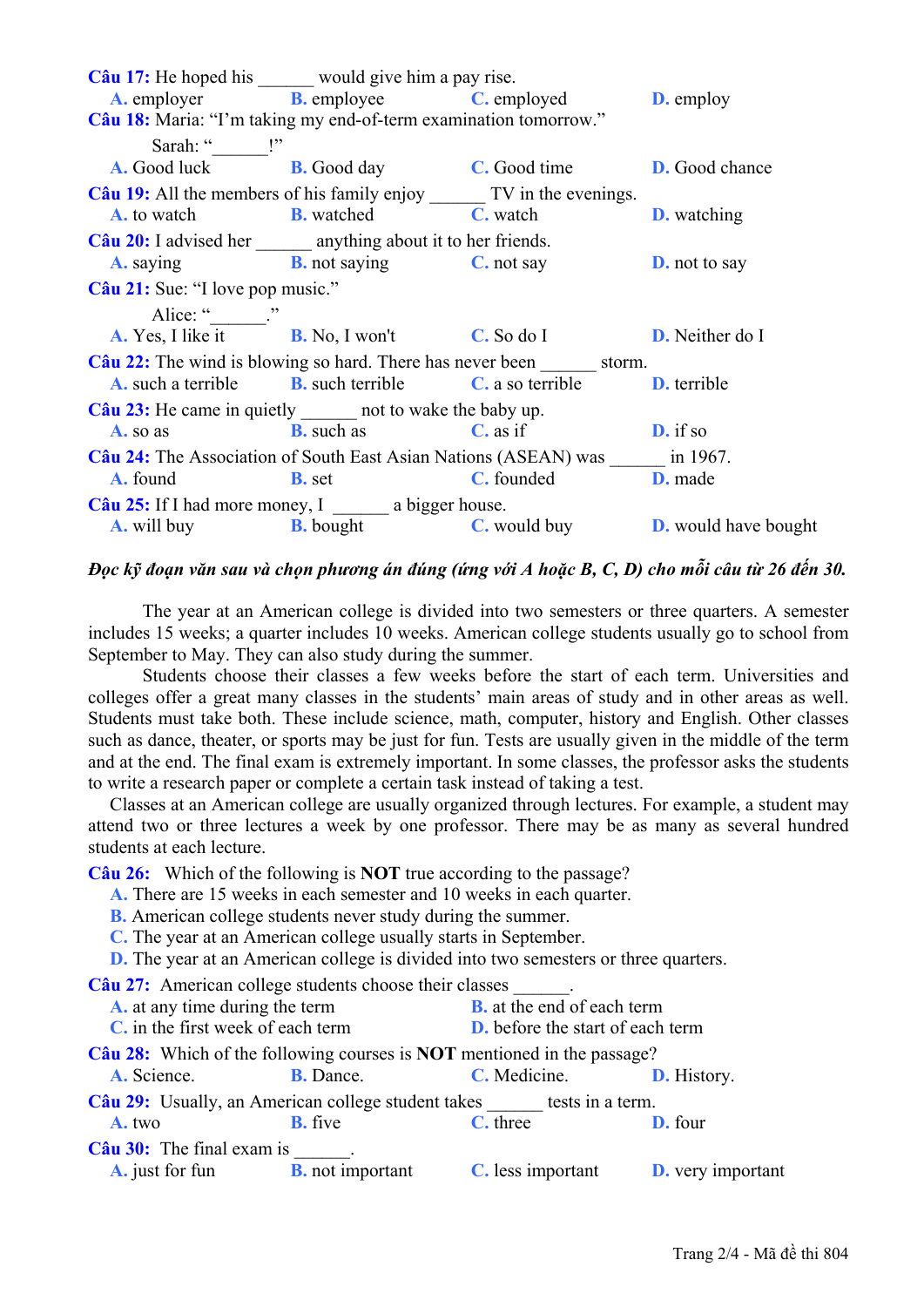**Câu 17:** He hoped his ______ would give him a pay rise.

**A.** employer **B.** employee **C.** employed **D.** employ

**Câu 18:** Maria: "I'm taking my end-of-term examination tomorrow."

Sarah: "______!"

**A.** Good luck **B.** Good day **C.** Good time **D.** Good chance

**Câu 19:** All the members of his family enjoy ______ TV in the evenings.

**A.** to watch **B.** watched **C.** watch **D.** watching

**Câu 20:** I advised her ______ anything about it to her friends.

**A.** saying **B.** not saying **C.** not say **D.** not to say

**Câu 21:** Sue: "I love pop music."

Alice: "______."

**A.** Yes, I like it **B.** No, I won't **C.** So do I **D.** Neither do I

**Câu 22:** The wind is blowing so hard. There has never been ______ storm.

**A.** such a terrible **B.** such terrible **C.** a so terrible **D.** terrible

**Câu 23:** He came in quietly ______ not to wake the baby up.

**A.** so as **B.** such as **C.** as if **D.** if so

**Câu 24:** The Association of South East Asian Nations (ASEAN) was ______ in 1967.

**A.** found **B.** set **C.** founded **D.** made

**Câu 25:** If I had more money, I ______ a bigger house.

**A.** will buy **B.** bought **C.** would buy **D.** would have bought

***Đọc kỹ đoạn văn sau và chọn phương án đúng (ứng với A hoặc B, C, D) cho mỗi câu từ 26 đến 30.***

The year at an American college is divided into two semesters or three quarters. A semester includes 15 weeks; a quarter includes 10 weeks. American college students usually go to school from September to May. They can also study during the summer.

Students choose their classes a few weeks before the start of each term. Universities and colleges offer a great many classes in the students' main areas of study and in other areas as well. Students must take both. These include science, math, computer, history and English. Other classes such as dance, theater, or sports may be just for fun. Tests are usually given in the middle of the term and at the end. The final exam is extremely important. In some classes, the professor asks the students to write a research paper or complete a certain task instead of taking a test.

Classes at an American college are usually organized through lectures. For example, a student may attend two or three lectures a week by one professor. There may be as many as several hundred students at each lecture.

**Câu 26:** Which of the following is **NOT** true according to the passage?

**A.** There are 15 weeks in each semester and 10 weeks in each quarter.

**B.** American college students never study during the summer.

**C.** The year at an American college usually starts in September.

**D.** The year at an American college is divided into two semesters or three quarters.

**Câu 27:** American college students choose their classes ______.

**A.** at any time during the term **B.** at the end of each term

**C.** in the first week of each term **D.** before the start of each term

**Câu 28:** Which of the following courses is **NOT** mentioned in the passage?

**A.** Science. **B.** Dance. **C.** Medicine. **D.** History.

**Câu 29:** Usually, an American college student takes ______ tests in a term.

**A.** two **B.** five **C.** three **D.** four

**Câu 30:** The final exam is ______.

**A.** just for fun **B.** not important **C.** less important **D.** very important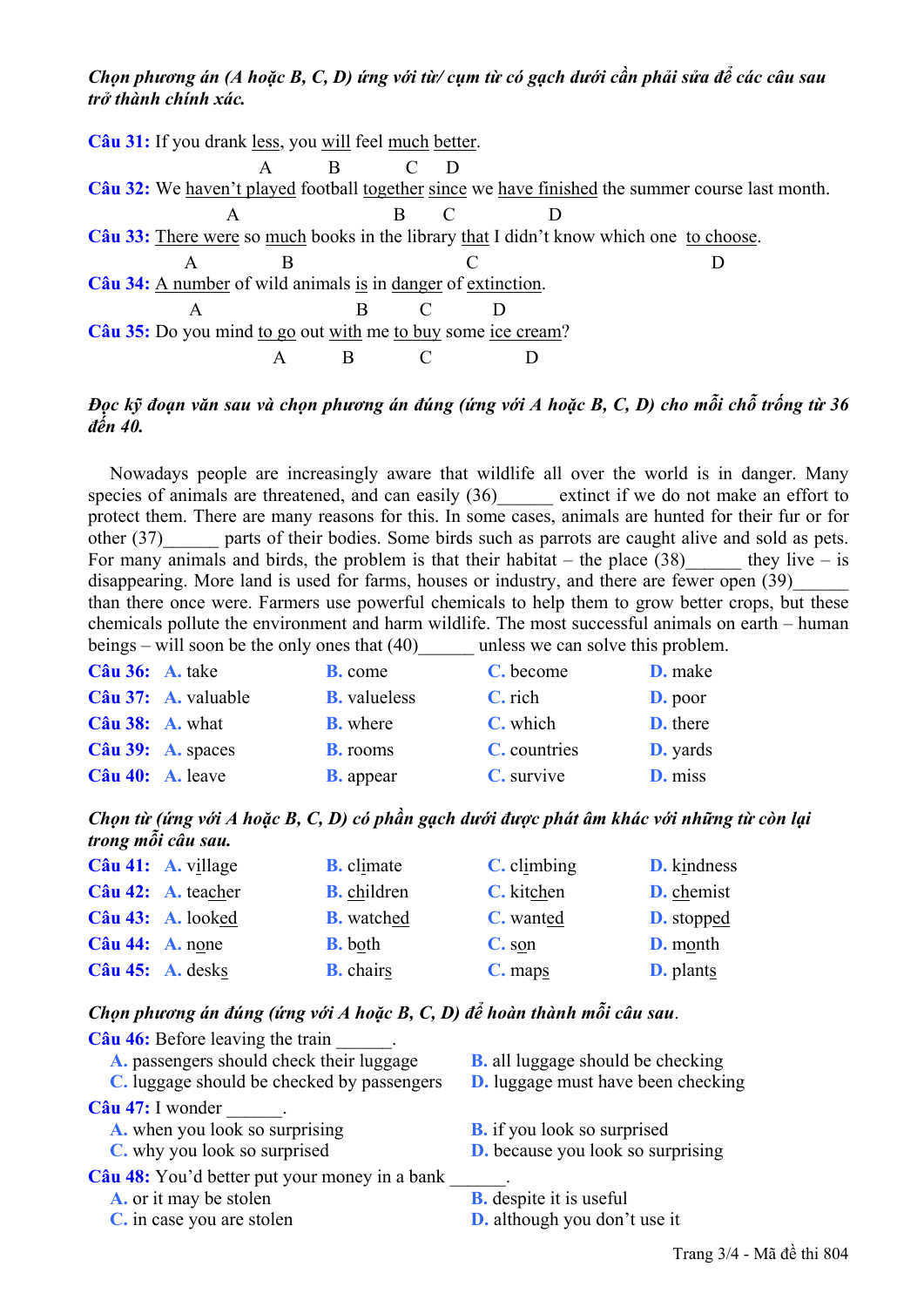***Chọn phương án (A hoặc B, C, D) ứng với từ/ cụm từ có gạch dưới cần phải sửa để các câu sau trở thành chính xác.***

**Câu 31:** If you drank <u>less</u>, you <u>will</u> feel <u>much</u> <u>better</u>.
A B C D

**Câu 32:** We <u>haven't played</u> football <u>together</u> <u>since</u> we <u>have finished</u> the summer course last month.
A B C D

**Câu 33:** <u>There were</u> so <u>much</u> books in the library <u>that</u> I didn't know which one <u>to choose</u>.
A B C D

**Câu 34:** <u>A number</u> of wild animals <u>is</u> in <u>danger</u> of <u>extinction</u>.
A B C D

**Câu 35:** Do you mind <u>to go</u> out <u>with</u> me <u>to buy</u> some <u>ice cream</u>?
A B C D

***Đọc kỹ đoạn văn sau và chọn phương án đúng (ứng với A hoặc B, C, D) cho mỗi chỗ trống từ 36 đến 40.***

Nowadays people are increasingly aware that wildlife all over the world is in danger. Many species of animals are threatened, and can easily (36)______ extinct if we do not make an effort to protect them. There are many reasons for this. In some cases, animals are hunted for their fur or for other (37)______ parts of their bodies. Some birds such as parrots are caught alive and sold as pets. For many animals and birds, the problem is that their habitat – the place (38)______ they live – is disappearing. More land is used for farms, houses or industry, and there are fewer open (39)______ than there once were. Farmers use powerful chemicals to help them to grow better crops, but these chemicals pollute the environment and harm wildlife. The most successful animals on earth – human beings – will soon be the only ones that (40)______ unless we can solve this problem.

**Câu 36:** **A.** take **B.** come **C.** become **D.** make
**Câu 37:** **A.** valuable **B.** valueless **C.** rich **D.** poor
**Câu 38:** **A.** what **B.** where **C.** which **D.** there
**Câu 39:** **A.** spaces **B.** rooms **C.** countries **D.** yards
**Câu 40:** **A.** leave **B.** appear **C.** survive **D.** miss

***Chọn từ (ứng với A hoặc B, C, D) có phần gạch dưới được phát âm khác với những từ còn lại trong mỗi câu sau.***

**Câu 41:** **A.** v<u>i</u>llage **B.** cl<u>i</u>mate **C.** cl<u>i</u>mbing **D.** k<u>i</u>ndness
**Câu 42:** **A.** tea<u>ch</u>er **B.** <u>ch</u>ildren **C.** kit<u>ch</u>en **D.** <u>ch</u>emist
**Câu 43:** **A.** look<u>ed</u> **B.** watch<u>ed</u> **C.** want<u>ed</u> **D.** stopp<u>ed</u>
**Câu 44:** **A.** n<u>o</u>ne **B.** b<u>o</u>th **C.** s<u>o</u>n **D.** m<u>o</u>nth
**Câu 45:** **A.** desk<u>s</u> **B.** chair<u>s</u> **C.** map<u>s</u> **D.** plant<u>s</u>

***Chọn phương án đúng (ứng với A hoặc B, C, D) để hoàn thành mỗi câu sau.***

**Câu 46:** Before leaving the train ______.
**A.** passengers should check their luggage
**B.** all luggage should be checking
**C.** luggage should be checked by passengers
**D.** luggage must have been checking

**Câu 47:** I wonder ______.
**A.** when you look so surprising
**B.** if you look so surprised
**C.** why you look so surprised
**D.** because you look so surprising

**Câu 48:** You'd better put your money in a bank ______.
**A.** or it may be stolen
**B.** despite it is useful
**C.** in case you are stolen
**D.** although you don't use it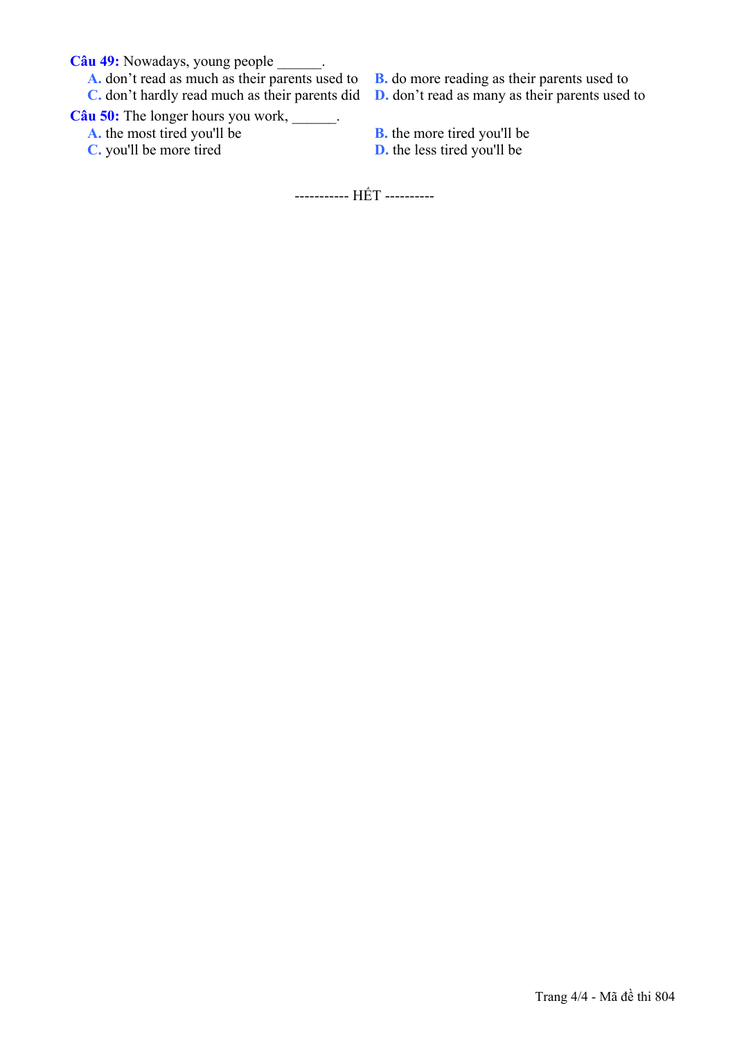**Câu 49:** Nowadays, young people ______.

A. don’t read as much as their parents used to
B. do more reading as their parents used to
C. don’t hardly read much as their parents did
D. don’t read as many as their parents used to

**Câu 50:** The longer hours you work, ______.

A. the most tired you'll be
B. the more tired you'll be
C. you'll be more tired
D. the less tired you'll be

----------- HẾT ----------